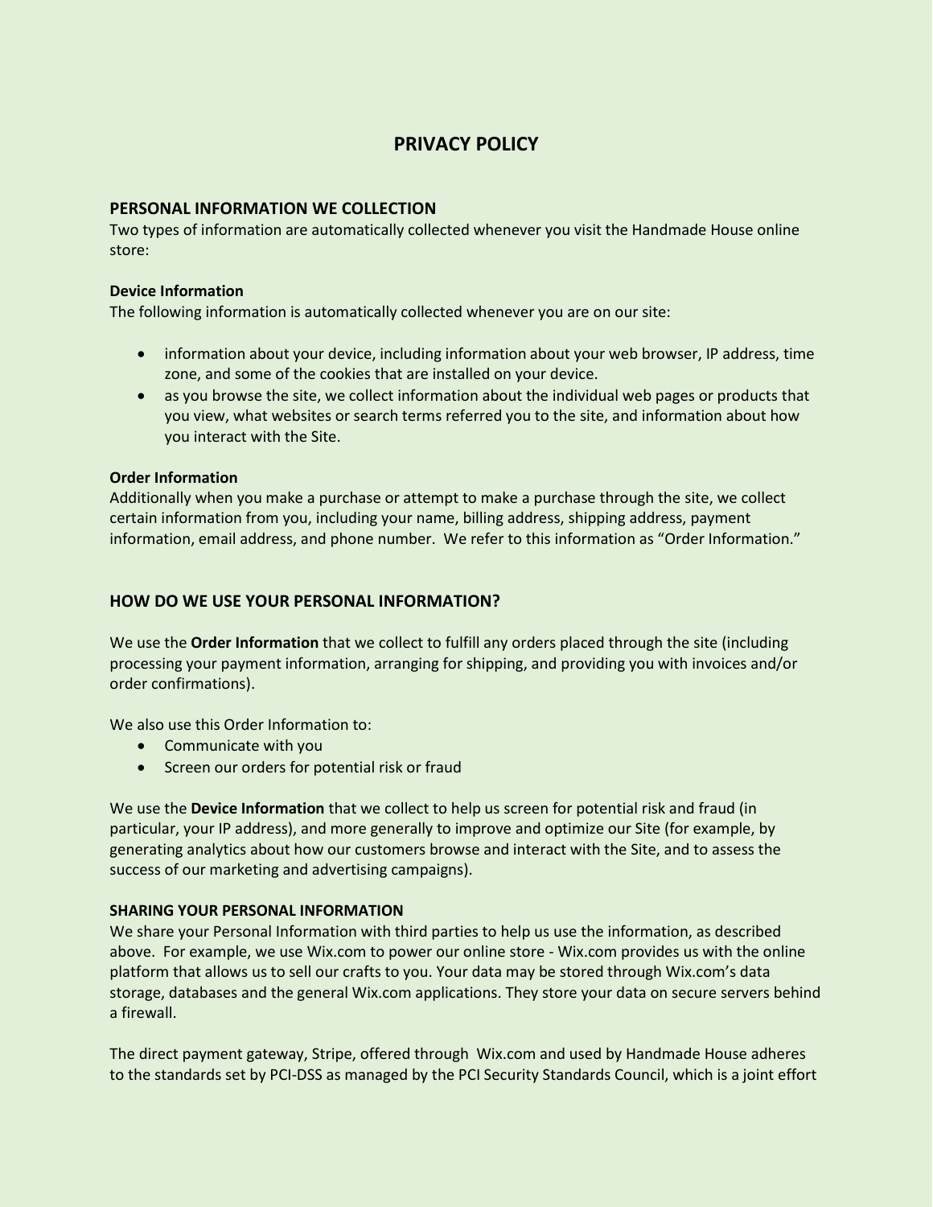# PRIVACY POLICY

## PERSONAL INFORMATION WE COLLECTION

Two types of information are automatically collected whenever you visit the Handmade House online store:

### Device Information

The following information is automatically collected whenever you are on our site:

- information about your device, including information about your web browser, IP address, time zone, and some of the cookies that are installed on your device.
- as you browse the site, we collect information about the individual web pages or products that you view, what websites or search terms referred you to the site, and information about how you interact with the Site.

### Order Information

Additionally when you make a purchase or attempt to make a purchase through the site, we collect certain information from you, including your name, billing address, shipping address, payment information, email address, and phone number. We refer to this information as "Order Information."

## HOW DO WE USE YOUR PERSONAL INFORMATION?

We use the **Order Information** that we collect to fulfill any orders placed through the site (including processing your payment information, arranging for shipping, and providing you with invoices and/or order confirmations).

We also use this Order Information to:

- Communicate with you
- Screen our orders for potential risk or fraud

We use the **Device Information** that we collect to help us screen for potential risk and fraud (in particular, your IP address), and more generally to improve and optimize our Site (for example, by generating analytics about how our customers browse and interact with the Site, and to assess the success of our marketing and advertising campaigns).

### SHARING YOUR PERSONAL INFORMATION

We share your Personal Information with third parties to help us use the information, as described above. For example, we use Wix.com to power our online store - Wix.com provides us with the online platform that allows us to sell our crafts to you. Your data may be stored through Wix.com's data storage, databases and the general Wix.com applications. They store your data on secure servers behind a firewall.

The direct payment gateway, Stripe, offered through Wix.com and used by Handmade House adheres to the standards set by PCI-DSS as managed by the PCI Security Standards Council, which is a joint effort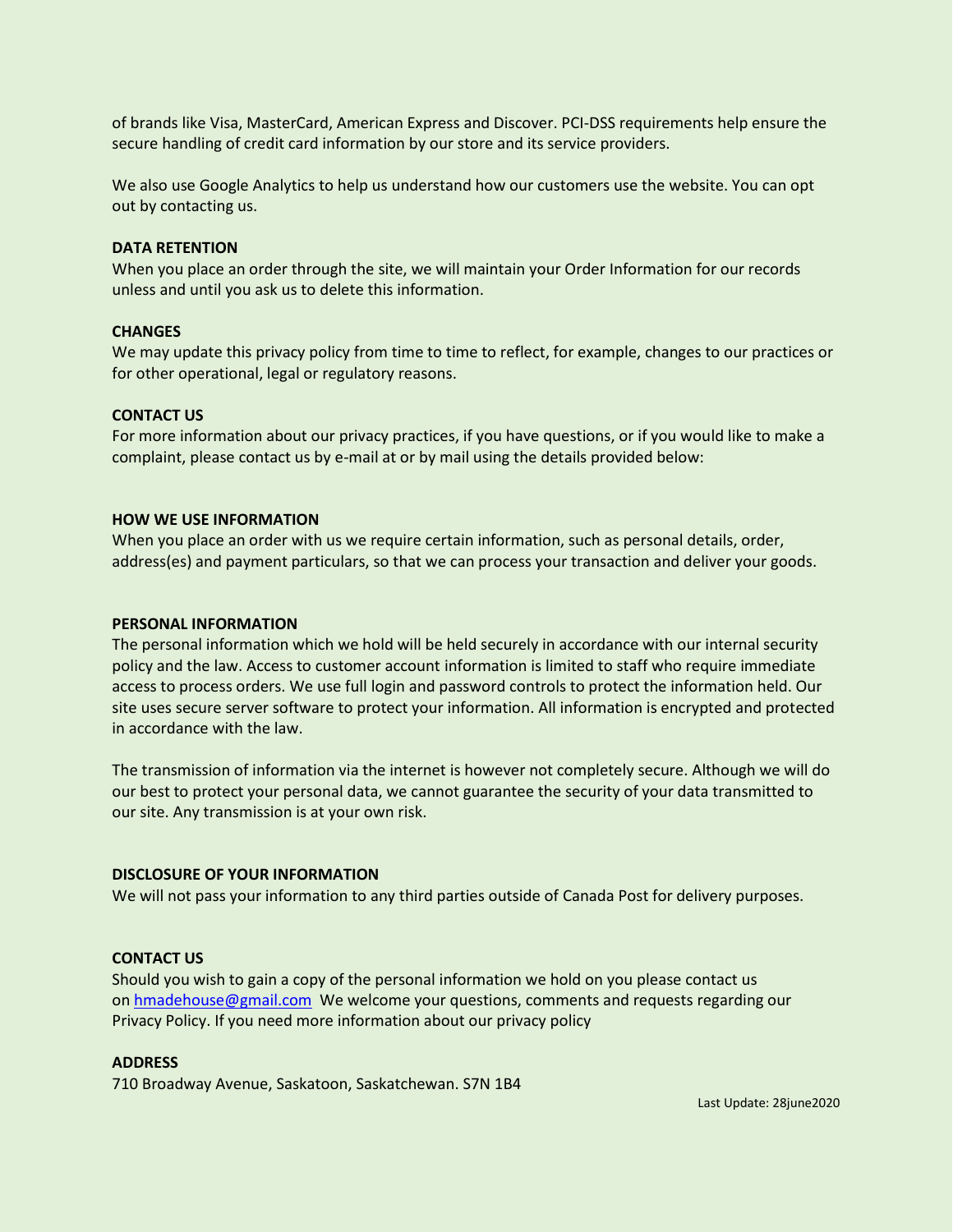of brands like Visa, MasterCard, American Express and Discover. PCI-DSS requirements help ensure the secure handling of credit card information by our store and its service providers.

We also use Google Analytics to help us understand how our customers use the website. You can opt out by contacting us.

**DATA RETENTION**

When you place an order through the site, we will maintain your Order Information for our records unless and until you ask us to delete this information.

**CHANGES**

We may update this privacy policy from time to time to reflect, for example, changes to our practices or for other operational, legal or regulatory reasons.

**CONTACT US**

For more information about our privacy practices, if you have questions, or if you would like to make a complaint, please contact us by e-mail at or by mail using the details provided below:

**HOW WE USE INFORMATION**

When you place an order with us we require certain information, such as personal details, order, address(es) and payment particulars, so that we can process your transaction and deliver your goods.

**PERSONAL INFORMATION**

The personal information which we hold will be held securely in accordance with our internal security policy and the law. Access to customer account information is limited to staff who require immediate access to process orders. We use full login and password controls to protect the information held. Our site uses secure server software to protect your information. All information is encrypted and protected in accordance with the law.

The transmission of information via the internet is however not completely secure. Although we will do our best to protect your personal data, we cannot guarantee the security of your data transmitted to our site. Any transmission is at your own risk.

**DISCLOSURE OF YOUR INFORMATION**

We will not pass your information to any third parties outside of Canada Post for delivery purposes.

**CONTACT US**

Should you wish to gain a copy of the personal information we hold on you please contact us on hmadehouse@gmail.com We welcome your questions, comments and requests regarding our Privacy Policy. If you need more information about our privacy policy

**ADDRESS**

710 Broadway Avenue, Saskatoon, Saskatchewan. S7N 1B4

Last Update: 28june2020